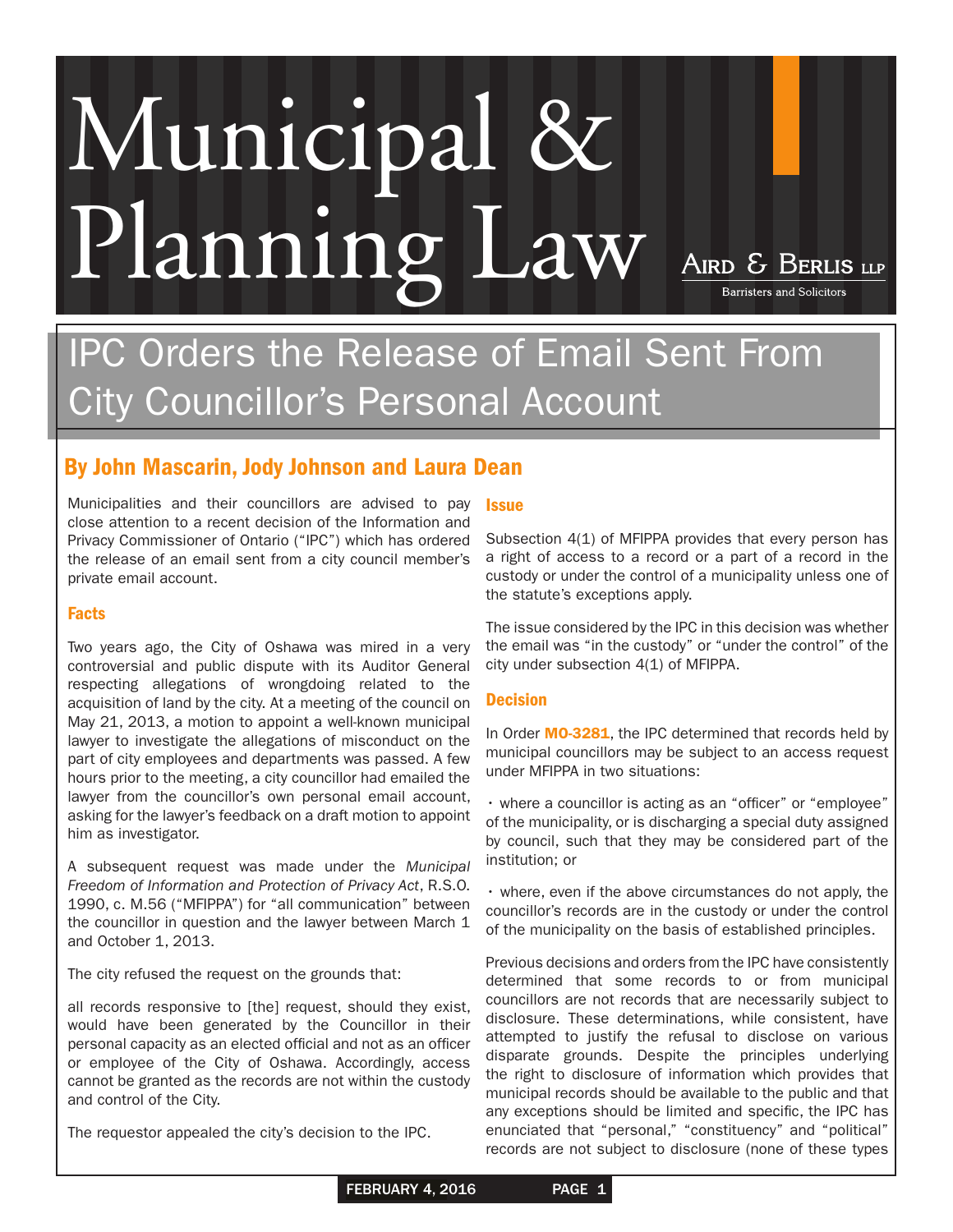# Municipal & Planning Law

Aird & Berlis LLP
Barristers and Solicitors

## IPC Orders the Release of Email Sent From City Councillor's Personal Account

### By John Mascarin, Jody Johnson and Laura Dean

Municipalities and their councillors are advised to pay close attention to a recent decision of the Information and Privacy Commissioner of Ontario ("IPC") which has ordered the release of an email sent from a city council member's private email account.

### Facts

Two years ago, the City of Oshawa was mired in a very controversial and public dispute with its Auditor General respecting allegations of wrongdoing related to the acquisition of land by the city. At a meeting of the council on May 21, 2013, a motion to appoint a well-known municipal lawyer to investigate the allegations of misconduct on the part of city employees and departments was passed. A few hours prior to the meeting, a city councillor had emailed the lawyer from the councillor's own personal email account, asking for the lawyer's feedback on a draft motion to appoint him as investigator.

A subsequent request was made under the *Municipal Freedom of Information and Protection of Privacy Act*, R.S.O. 1990, c. M.56 ("MFIPPA") for "all communication" between the councillor in question and the lawyer between March 1 and October 1, 2013.

The city refused the request on the grounds that:

all records responsive to [the] request, should they exist, would have been generated by the Councillor in their personal capacity as an elected official and not as an officer or employee of the City of Oshawa. Accordingly, access cannot be granted as the records are not within the custody and control of the City.

The requestor appealed the city's decision to the IPC.

### Issue

Subsection 4(1) of MFIPPA provides that every person has a right of access to a record or a part of a record in the custody or under the control of a municipality unless one of the statute's exceptions apply.

The issue considered by the IPC in this decision was whether the email was "in the custody" or "under the control" of the city under subsection 4(1) of MFIPPA.

### Decision

In Order **MO-3281**, the IPC determined that records held by municipal councillors may be subject to an access request under MFIPPA in two situations:

- where a councillor is acting as an "officer" or "employee" of the municipality, or is discharging a special duty assigned by council, such that they may be considered part of the institution; or
- where, even if the above circumstances do not apply, the councillor's records are in the custody or under the control of the municipality on the basis of established principles.

Previous decisions and orders from the IPC have consistently determined that some records to or from municipal councillors are not records that are necessarily subject to disclosure. These determinations, while consistent, have attempted to justify the refusal to disclose on various disparate grounds. Despite the principles underlying the right to disclosure of information which provides that municipal records should be available to the public and that any exceptions should be limited and specific, the IPC has enunciated that "personal," "constituency" and "political" records are not subject to disclosure (none of these types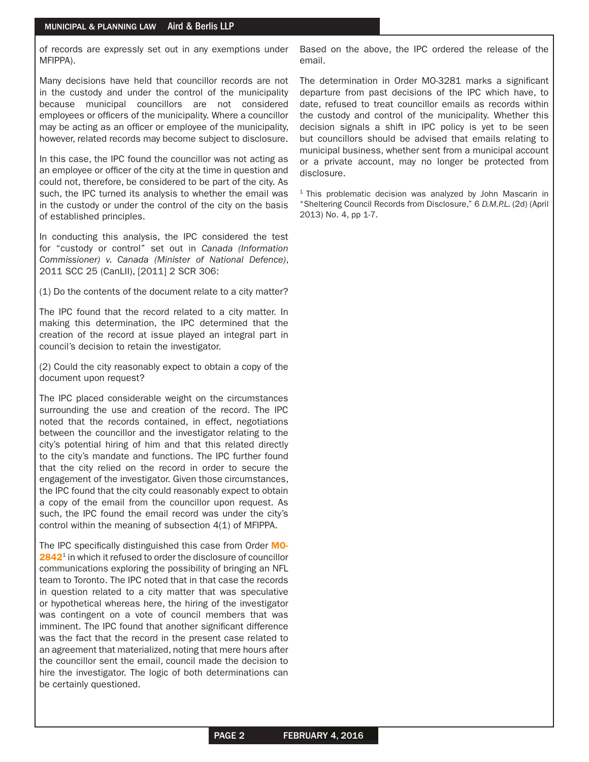of records are expressly set out in any exemptions under MFIPPA).

Many decisions have held that councillor records are not in the custody and under the control of the municipality because municipal councillors are not considered employees or officers of the municipality. Where a councillor may be acting as an officer or employee of the municipality, however, related records may become subject to disclosure.

In this case, the IPC found the councillor was not acting as an employee or officer of the city at the time in question and could not, therefore, be considered to be part of the city. As such, the IPC turned its analysis to whether the email was in the custody or under the control of the city on the basis of established principles.

In conducting this analysis, the IPC considered the test for "custody or control" set out in *Canada (Information Commissioner) v. Canada (Minister of National Defence)*, 2011 SCC 25 (CanLII), [2011] 2 SCR 306:

(1) Do the contents of the document relate to a city matter?

The IPC found that the record related to a city matter. In making this determination, the IPC determined that the creation of the record at issue played an integral part in council's decision to retain the investigator.

(2) Could the city reasonably expect to obtain a copy of the document upon request?

The IPC placed considerable weight on the circumstances surrounding the use and creation of the record. The IPC noted that the records contained, in effect, negotiations between the councillor and the investigator relating to the city's potential hiring of him and that this related directly to the city's mandate and functions. The IPC further found that the city relied on the record in order to secure the engagement of the investigator. Given those circumstances, the IPC found that the city could reasonably expect to obtain a copy of the email from the councillor upon request. As such, the IPC found the email record was under the city's control within the meaning of subsection 4(1) of MFIPPA.

The IPC specifically distinguished this case from Order **MO-2842**[1] in which it refused to order the disclosure of councillor communications exploring the possibility of bringing an NFL team to Toronto. The IPC noted that in that case the records in question related to a city matter that was speculative or hypothetical whereas here, the hiring of the investigator was contingent on a vote of council members that was imminent. The IPC found that another significant difference was the fact that the record in the present case related to an agreement that materialized, noting that mere hours after the councillor sent the email, council made the decision to hire the investigator. The logic of both determinations can be certainly questioned.

Based on the above, the IPC ordered the release of the email.

The determination in Order MO-3281 marks a significant departure from past decisions of the IPC which have, to date, refused to treat councillor emails as records within the custody and control of the municipality. Whether this decision signals a shift in IPC policy is yet to be seen but councillors should be advised that emails relating to municipal business, whether sent from a municipal account or a private account, may no longer be protected from disclosure.

[1] This problematic decision was analyzed by John Mascarin in "Sheltering Council Records from Disclosure," 6 *D.M.P.L.* (2d) (April 2013) No. 4, pp 1-7.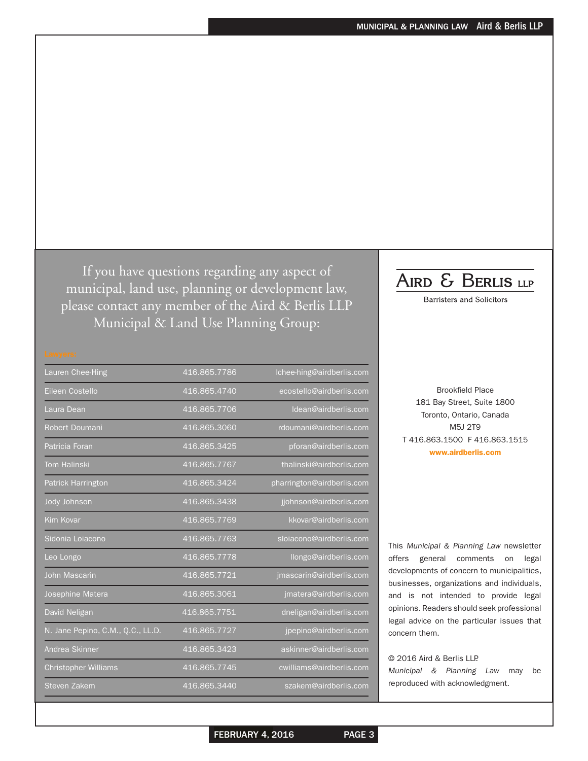If you have questions regarding any aspect of municipal, land use, planning or development law, please contact any member of the Aird & Berlis LLP Municipal & Land Use Planning Group:

**Lawyers:**

| | | |
|---|---|---|
| Lauren Chee-Hing | 416.865.7786 | lchee-hing@airdberlis.com |
| Eileen Costello | 416.865.4740 | ecostello@airdberlis.com |
| Laura Dean | 416.865.7706 | ldean@airdberlis.com |
| Robert Doumani | 416.865.3060 | rdoumani@airdberlis.com |
| Patricia Foran | 416.865.3425 | pforan@airdberlis.com |
| Tom Halinski | 416.865.7767 | thalinski@airdberlis.com |
| Patrick Harrington | 416.865.3424 | pharrington@airdberlis.com |
| Jody Johnson | 416.865.3438 | jjohnson@airdberlis.com |
| Kim Kovar | 416.865.7769 | kkovar@airdberlis.com |
| Sidonia Loiacono | 416.865.7763 | sloiacono@airdberlis.com |
| Leo Longo | 416.865.7778 | llongo@airdberlis.com |
| John Mascarin | 416.865.7721 | jmascarin@airdberlis.com |
| Josephine Matera | 416.865.3061 | jmatera@airdberlis.com |
| David Neligan | 416.865.7751 | dneligan@airdberlis.com |
| N. Jane Pepino, C.M., Q.C., LL.D. | 416.865.7727 | jpepino@airdberlis.com |
| Andrea Skinner | 416.865.3423 | askinner@airdberlis.com |
| Christopher Williams | 416.865.7745 | cwilliams@airdberlis.com |
| Steven Zakem | 416.865.3440 | szakem@airdberlis.com |

**Aird & Berlis LLP**

Barristers and Solicitors

Brookfield Place
181 Bay Street, Suite 1800
Toronto, Ontario, Canada
M5J 2T9
T 416.863.1500 F 416.863.1515
**www.airdberlis.com**

This *Municipal & Planning Law* newsletter offers general comments on legal developments of concern to municipalities, businesses, organizations and individuals, and is not intended to provide legal opinions. Readers should seek professional legal advice on the particular issues that concern them.

© 2016 Aird & Berlis LLP.
*Municipal & Planning Law* may be reproduced with acknowledgment.